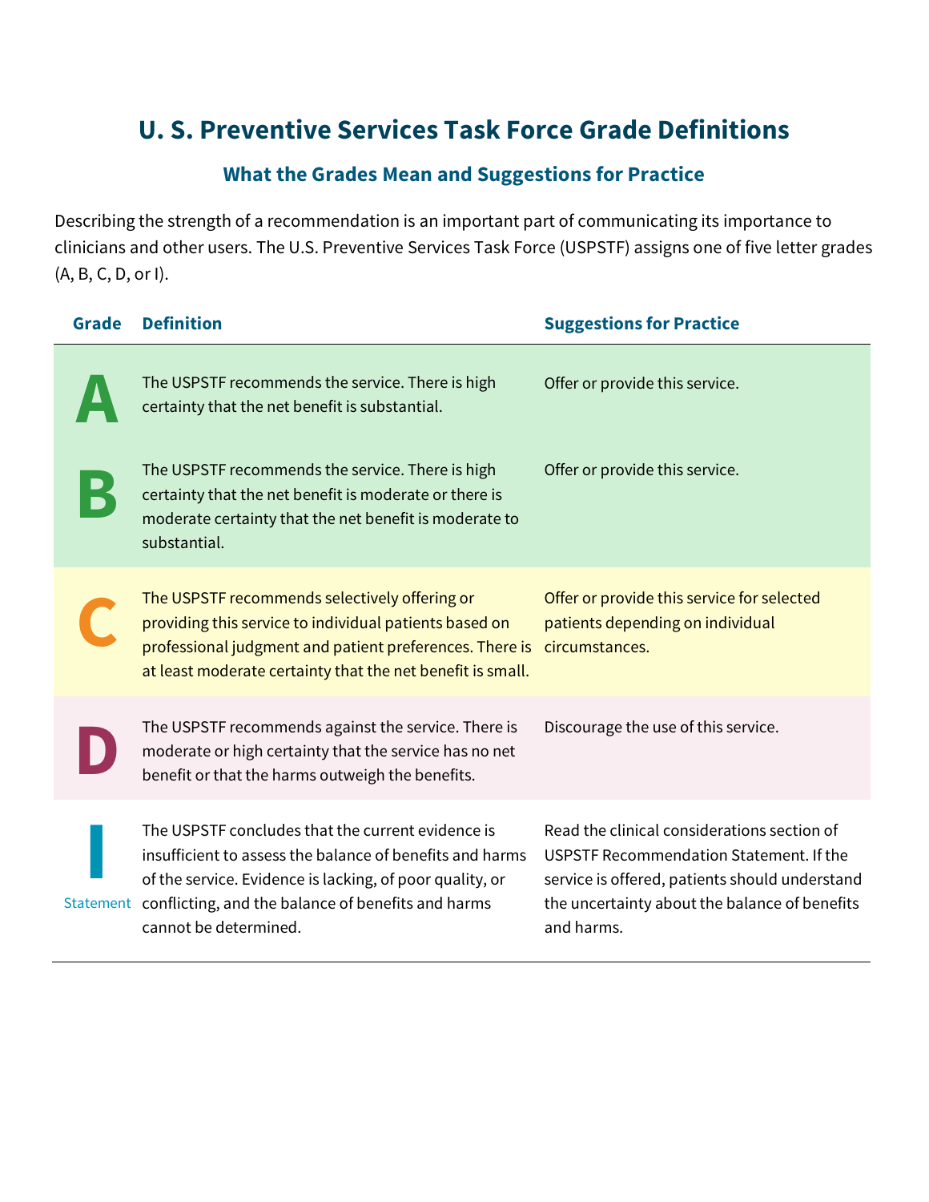# U. S. Preventive Services Task Force Grade Definitions

## What the Grades Mean and Suggestions for Practice

Describing the strength of a recommendation is an important part of communicating its importance to clinicians and other users. The U.S. Preventive Services Task Force (USPSTF) assigns one of five letter grades (A, B, C, D, or I).

| Grade | Definition | Suggestions for Practice |
|---|---|---|
| A | The USPSTF recommends the service. There is high certainty that the net benefit is substantial. | Offer or provide this service. |
| B | The USPSTF recommends the service. There is high certainty that the net benefit is moderate or there is moderate certainty that the net benefit is moderate to substantial. | Offer or provide this service. |
| C | The USPSTF recommends selectively offering or providing this service to individual patients based on professional judgment and patient preferences. There is at least moderate certainty that the net benefit is small. | Offer or provide this service for selected patients depending on individual circumstances. |
| D | The USPSTF recommends against the service. There is moderate or high certainty that the service has no net benefit or that the harms outweigh the benefits. | Discourage the use of this service. |
| I Statement | The USPSTF concludes that the current evidence is insufficient to assess the balance of benefits and harms of the service. Evidence is lacking, of poor quality, or conflicting, and the balance of benefits and harms cannot be determined. | Read the clinical considerations section of USPSTF Recommendation Statement. If the service is offered, patients should understand the uncertainty about the balance of benefits and harms. |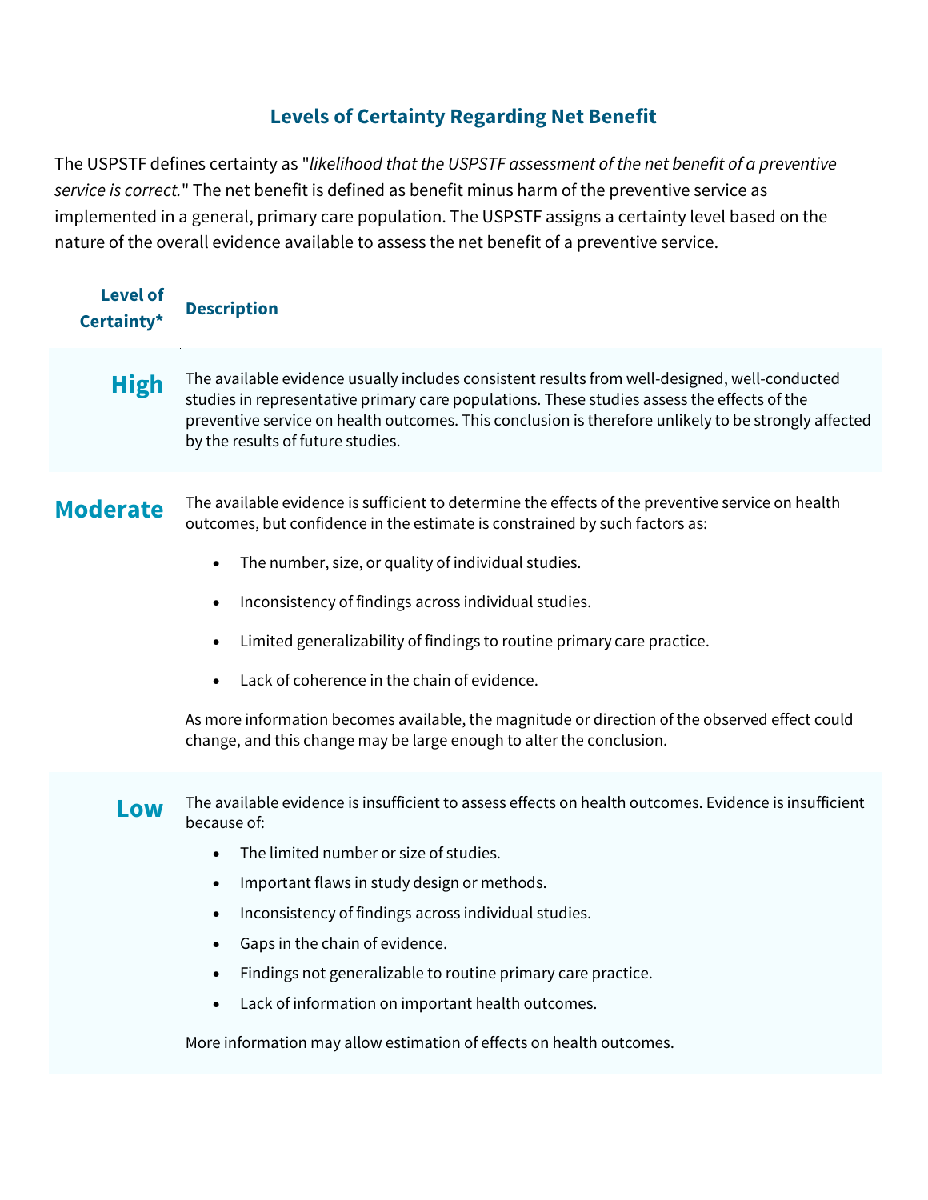## Levels of Certainty Regarding Net Benefit

The USPSTF defines certainty as "*likelihood that the USPSTF assessment of the net benefit of a preventive service is correct.*" The net benefit is defined as benefit minus harm of the preventive service as implemented in a general, primary care population. The USPSTF assigns a certainty level based on the nature of the overall evidence available to assess the net benefit of a preventive service.

| Level of Certainty* | Description |
| --- | --- |
| **High** | The available evidence usually includes consistent results from well-designed, well-conducted studies in representative primary care populations. These studies assess the effects of the preventive service on health outcomes. This conclusion is therefore unlikely to be strongly affected by the results of future studies. |
| **Moderate** | The available evidence is sufficient to determine the effects of the preventive service on health outcomes, but confidence in the estimate is constrained by such factors as:<br>• The number, size, or quality of individual studies.<br>• Inconsistency of findings across individual studies.<br>• Limited generalizability of findings to routine primary care practice.<br>• Lack of coherence in the chain of evidence.<br>As more information becomes available, the magnitude or direction of the observed effect could change, and this change may be large enough to alter the conclusion. |
| **Low** | The available evidence is insufficient to assess effects on health outcomes. Evidence is insufficient because of:<br>• The limited number or size of studies.<br>• Important flaws in study design or methods.<br>• Inconsistency of findings across individual studies.<br>• Gaps in the chain of evidence.<br>• Findings not generalizable to routine primary care practice.<br>• Lack of information on important health outcomes.<br>More information may allow estimation of effects on health outcomes. |